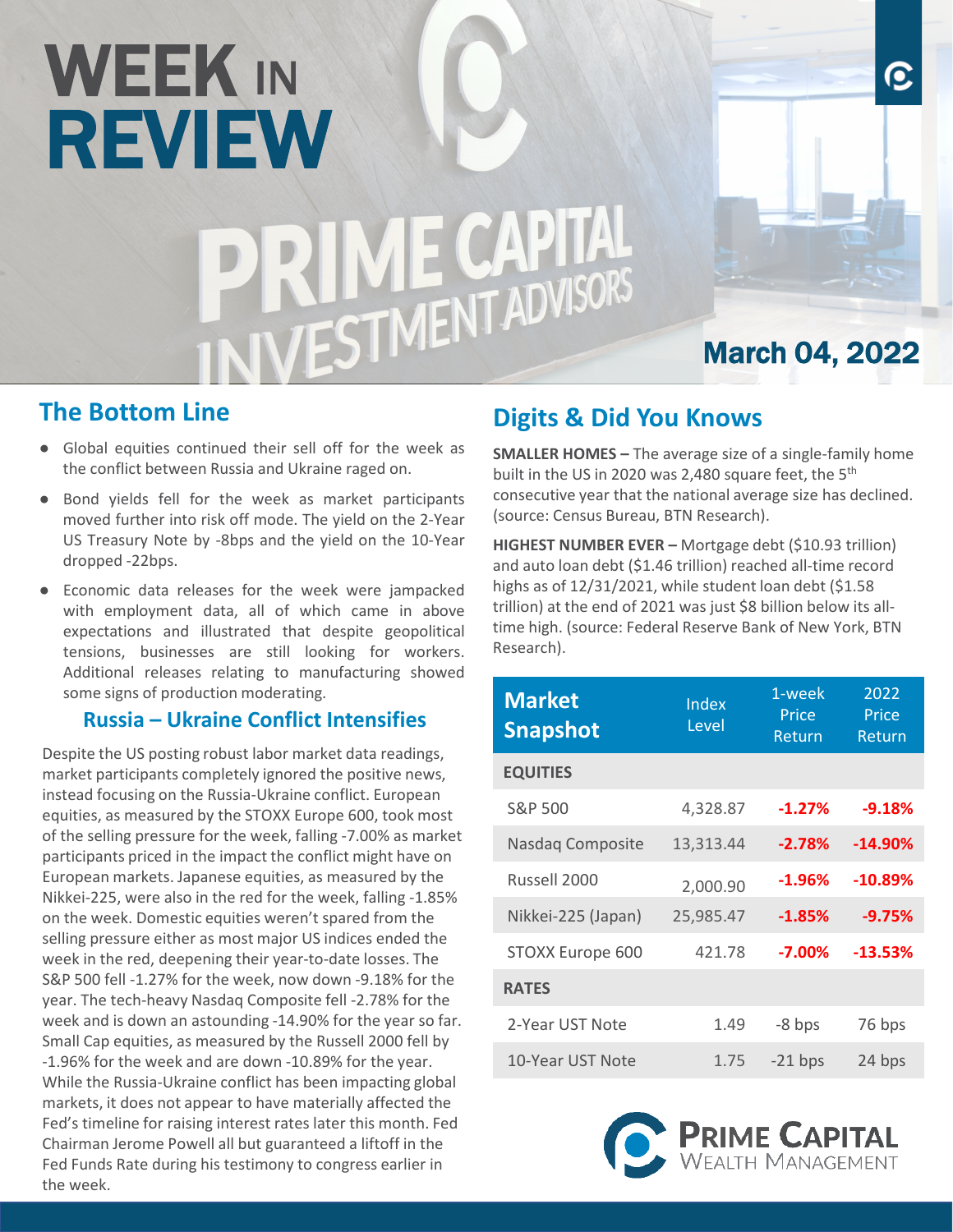# WEEK IN REVIEW

**March 04, 2022**

## The Bottom Line

- Global equities continued their sell off for the week as the conflict between Russia and Ukraine raged on.
- Bond yields fell for the week as market participants moved further into risk off mode. The yield on the 2-Year US Treasury Note by -8bps and the yield on the 10-Year dropped -22bps.
- Economic data releases for the week were jampacked with employment data, all of which came in above expectations and illustrated that despite geopolitical tensions, businesses are still looking for workers. Additional releases relating to manufacturing showed some signs of production moderating.

### Russia – Ukraine Conflict Intensifies

Despite the US posting robust labor market data readings, market participants completely ignored the positive news, instead focusing on the Russia-Ukraine conflict. European equities, as measured by the STOXX Europe 600, took most of the selling pressure for the week, falling -7.00% as market participants priced in the impact the conflict might have on European markets. Japanese equities, as measured by the Nikkei-225, were also in the red for the week, falling -1.85% on the week. Domestic equities weren't spared from the selling pressure either as most major US indices ended the week in the red, deepening their year-to-date losses. The S&P 500 fell -1.27% for the week, now down -9.18% for the year. The tech-heavy Nasdaq Composite fell -2.78% for the week and is down an astounding -14.90% for the year so far. Small Cap equities, as measured by the Russell 2000 fell by -1.96% for the week and are down -10.89% for the year. While the Russia-Ukraine conflict has been impacting global markets, it does not appear to have materially affected the Fed's timeline for raising interest rates later this month. Fed Chairman Jerome Powell all but guaranteed a liftoff in the Fed Funds Rate during his testimony to congress earlier in the week.

## Digits & Did You Knows

**SMALLER HOMES –** The average size of a single-family home built in the US in 2020 was 2,480 square feet, the 5th consecutive year that the national average size has declined. (source: Census Bureau, BTN Research).

**HIGHEST NUMBER EVER –** Mortgage debt ($10.93 trillion) and auto loan debt ($1.46 trillion) reached all-time record highs as of 12/31/2021, while student loan debt ($1.58 trillion) at the end of 2021 was just $8 billion below its all-time high. (source: Federal Reserve Bank of New York, BTN Research).

| Market Snapshot | Index Level | 1-week Price Return | 2022 Price Return |
|---|---|---|---|
| **EQUITIES** | | | |
| S&P 500 | 4,328.87 | **-1.27%** | **-9.18%** |
| Nasdaq Composite | 13,313.44 | **-2.78%** | **-14.90%** |
| Russell 2000 | 2,000.90 | **-1.96%** | **-10.89%** |
| Nikkei-225 (Japan) | 25,985.47 | **-1.85%** | **-9.75%** |
| STOXX Europe 600 | 421.78 | **-7.00%** | **-13.53%** |
| **RATES** | | | |
| 2-Year UST Note | 1.49 | -8 bps | 76 bps |
| 10-Year UST Note | 1.75 | -21 bps | 24 bps |

PRIME CAPITAL WEALTH MANAGEMENT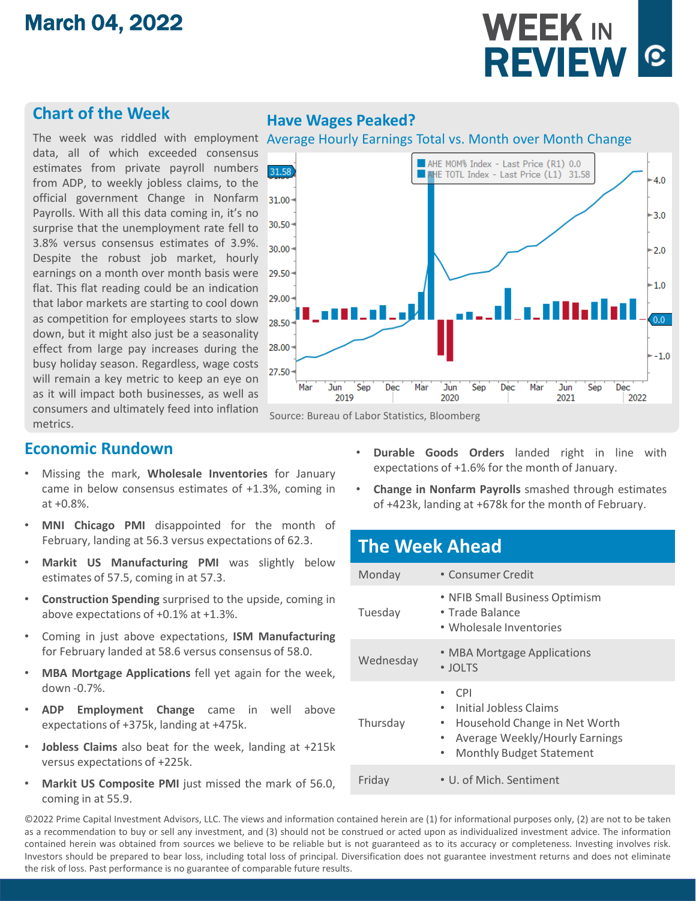March 04, 2022

# WEEK IN REVIEW

## Chart of the Week

The week was riddled with employment data, all of which exceeded consensus estimates from private payroll numbers from ADP, to weekly jobless claims, to the official government Change in Nonfarm Payrolls. With all this data coming in, it's no surprise that the unemployment rate fell to 3.8% versus consensus estimates of 3.9%. Despite the robust job market, hourly earnings on a month over month basis were flat. This flat reading could be an indication that labor markets are starting to cool down as competition for employees starts to slow down, but it might also just be a seasonality effect from large pay increases during the busy holiday season. Regardless, wage costs will remain a key metric to keep an eye on as it will impact both businesses, as well as consumers and ultimately feed into inflation metrics.

### Have Wages Peaked?

Average Hourly Earnings Total vs. Month over Month Change

AHE MOM% Index - Last Price (R1) 0.0
AHE TOTL Index - Last Price (L1) 31.58

31.58
31.00
30.50
30.00
29.50
29.00
28.50
28.00
27.50

4.0
3.0
2.0
1.0
0.0
-1.0

Mar Jun Sep Dec Mar Jun Sep Dec Mar Jun Sep Dec
2019 2020 2021 2022

Source: Bureau of Labor Statistics, Bloomberg

## Economic Rundown

- Missing the mark, **Wholesale Inventories** for January came in below consensus estimates of +1.3%, coming in at +0.8%.
- **MNI Chicago PMI** disappointed for the month of February, landing at 56.3 versus expectations of 62.3.
- **Markit US Manufacturing PMI** was slightly below estimates of 57.5, coming in at 57.3.
- **Construction Spending** surprised to the upside, coming in above expectations of +0.1% at +1.3%.
- Coming in just above expectations, **ISM Manufacturing** for February landed at 58.6 versus consensus of 58.0.
- **MBA Mortgage Applications** fell yet again for the week, down -0.7%.
- **ADP Employment Change** came in well above expectations of +375k, landing at +475k.
- **Jobless Claims** also beat for the week, landing at +215k versus expectations of +225k.
- **Markit US Composite PMI** just missed the mark of 56.0, coming in at 55.9.
- **Durable Goods Orders** landed right in line with expectations of +1.6% for the month of January.
- **Change in Nonfarm Payrolls** smashed through estimates of +423k, landing at +678k for the month of February.

## The Week Ahead

| | |
|---|---|
| Monday | • Consumer Credit |
| Tuesday | • NFIB Small Business Optimism<br>• Trade Balance<br>• Wholesale Inventories |
| Wednesday | • MBA Mortgage Applications<br>• JOLTS |
| Thursday | • CPI<br>• Initial Jobless Claims<br>• Household Change in Net Worth<br>• Average Weekly/Hourly Earnings<br>• Monthly Budget Statement |
| Friday | • U. of Mich. Sentiment |

©2022 Prime Capital Investment Advisors, LLC. The views and information contained herein are (1) for informational purposes only, (2) are not to be taken as a recommendation to buy or sell any investment, and (3) should not be construed or acted upon as individualized investment advice. The information contained herein was obtained from sources we believe to be reliable but is not guaranteed as to its accuracy or completeness. Investing involves risk. Investors should be prepared to bear loss, including total loss of principal. Diversification does not guarantee investment returns and does not eliminate the risk of loss. Past performance is no guarantee of comparable future results.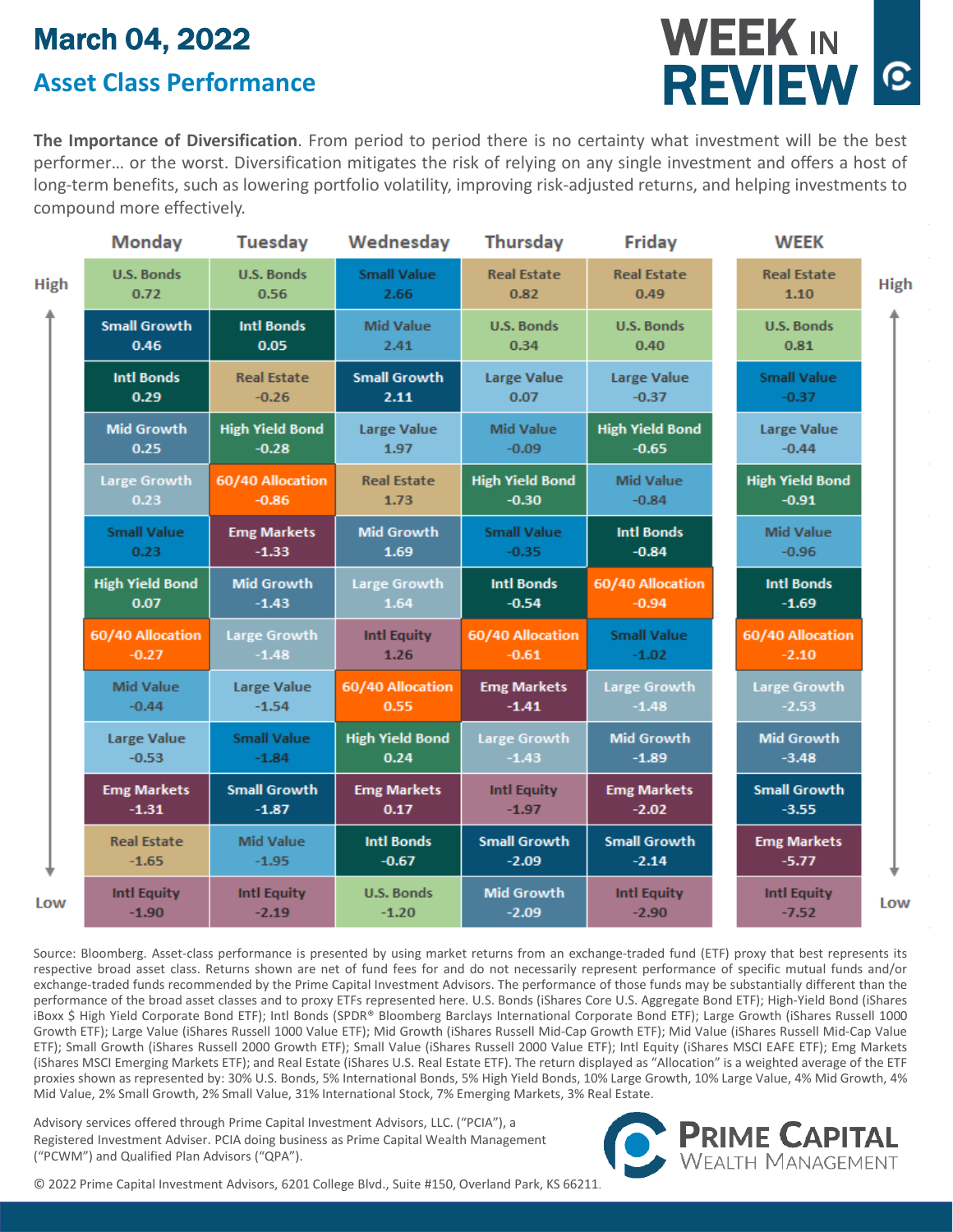# March 04, 2022

## Asset Class Performance

**WEEK IN REVIEW**

**The Importance of Diversification**. From period to period there is no certainty what investment will be the best performer… or the worst. Diversification mitigates the risk of relying on any single investment and offers a host of long-term benefits, such as lowering portfolio volatility, improving risk-adjusted returns, and helping investments to compound more effectively.

| | Monday | Tuesday | Wednesday | Thursday | Friday | WEEK | |
|---|---|---|---|---|---|---|---|
| High | U.S. Bonds 0.72 | U.S. Bonds 0.56 | Small Value 2.66 | Real Estate 0.82 | Real Estate 0.49 | Real Estate 1.10 | High |
| | Small Growth 0.46 | Intl Bonds 0.05 | Mid Value 2.41 | U.S. Bonds 0.34 | U.S. Bonds 0.40 | U.S. Bonds 0.81 | |
| | Intl Bonds 0.29 | Real Estate -0.26 | Small Growth 2.11 | Large Value 0.07 | Large Value -0.37 | Small Value -0.37 | |
| | Mid Growth 0.25 | High Yield Bond -0.28 | Large Value 1.97 | Mid Value -0.09 | High Yield Bond -0.65 | Large Value -0.44 | |
| | Large Growth 0.23 | 60/40 Allocation -0.86 | Real Estate 1.73 | High Yield Bond -0.30 | Mid Value -0.84 | High Yield Bond -0.91 | |
| | Small Value 0.23 | Emg Markets -1.33 | Mid Growth 1.69 | Small Value -0.35 | Intl Bonds -0.84 | Mid Value -0.96 | |
| | High Yield Bond 0.07 | Mid Growth -1.43 | Large Growth 1.64 | Intl Bonds -0.54 | 60/40 Allocation -0.94 | Intl Bonds -1.69 | |
| | 60/40 Allocation -0.27 | Large Growth -1.48 | Intl Equity 1.26 | 60/40 Allocation -0.61 | Small Value -1.02 | 60/40 Allocation -2.10 | |
| | Mid Value -0.44 | Large Value -1.54 | 60/40 Allocation 0.55 | Emg Markets -1.41 | Large Growth -1.48 | Large Growth -2.53 | |
| | Large Value -0.53 | Small Value -1.84 | High Yield Bond 0.24 | Large Growth -1.43 | Mid Growth -1.89 | Mid Growth -3.48 | |
| | Emg Markets -1.31 | Small Growth -1.87 | Emg Markets 0.17 | Intl Equity -1.97 | Emg Markets -2.02 | Small Growth -3.55 | |
| | Real Estate -1.65 | Mid Value -1.95 | Intl Bonds -0.67 | Small Growth -2.09 | Small Growth -2.14 | Emg Markets -5.77 | |
| Low | Intl Equity -1.90 | Intl Equity -2.19 | U.S. Bonds -1.20 | Mid Growth -2.09 | Intl Equity -2.90 | Intl Equity -7.52 | Low |

Source: Bloomberg. Asset-class performance is presented by using market returns from an exchange-traded fund (ETF) proxy that best represents its respective broad asset class. Returns shown are net of fund fees for and do not necessarily represent performance of specific mutual funds and/or exchange-traded funds recommended by the Prime Capital Investment Advisors. The performance of those funds may be substantially different than the performance of the broad asset classes and to proxy ETFs represented here. U.S. Bonds (iShares Core U.S. Aggregate Bond ETF); High-Yield Bond (iShares iBoxx $ High Yield Corporate Bond ETF); Intl Bonds (SPDR® Bloomberg Barclays International Corporate Bond ETF); Large Growth (iShares Russell 1000 Growth ETF); Large Value (iShares Russell 1000 Value ETF); Mid Growth (iShares Russell Mid-Cap Growth ETF); Mid Value (iShares Russell Mid-Cap Value ETF); Small Growth (iShares Russell 2000 Growth ETF); Small Value (iShares Russell 2000 Value ETF); Intl Equity (iShares MSCI EAFE ETF); Emg Markets (iShares MSCI Emerging Markets ETF); and Real Estate (iShares U.S. Real Estate ETF). The return displayed as "Allocation" is a weighted average of the ETF proxies shown as represented by: 30% U.S. Bonds, 5% International Bonds, 5% High Yield Bonds, 10% Large Growth, 10% Large Value, 4% Mid Growth, 4% Mid Value, 2% Small Growth, 2% Small Value, 31% International Stock, 7% Emerging Markets, 3% Real Estate.

Advisory services offered through Prime Capital Investment Advisors, LLC. ("PCIA"), a Registered Investment Adviser. PCIA doing business as Prime Capital Wealth Management ("PCWM") and Qualified Plan Advisors ("QPA").

PRIME CAPITAL WEALTH MANAGEMENT

© 2022 Prime Capital Investment Advisors, 6201 College Blvd., Suite #150, Overland Park, KS 66211.